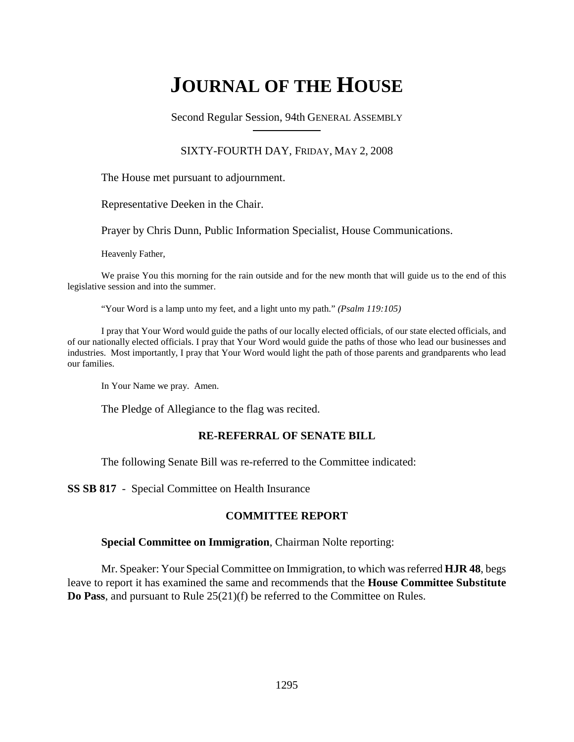# JOURNAL OF THE HOUSE

Second Regular Session, 94th GENERAL ASSEMBLY

SIXTY-FOURTH DAY, FRIDAY, MAY 2, 2008

The House met pursuant to adjournment.

Representative Deeken in the Chair.

Prayer by Chris Dunn, Public Information Specialist, House Communications.

Heavenly Father,

We praise You this morning for the rain outside and for the new month that will guide us to the end of this legislative session and into the summer.

"Your Word is a lamp unto my feet, and a light unto my path." *(Psalm 119:105)*

I pray that Your Word would guide the paths of our locally elected officials, of our state elected officials, and of our nationally elected officials. I pray that Your Word would guide the paths of those who lead our businesses and industries. Most importantly, I pray that Your Word would light the path of those parents and grandparents who lead our families.

In Your Name we pray. Amen.

The Pledge of Allegiance to the flag was recited.

### RE-REFERRAL OF SENATE BILL

The following Senate Bill was re-referred to the Committee indicated:

**SS SB 817** - Special Committee on Health Insurance

### COMMITTEE REPORT

**Special Committee on Immigration**, Chairman Nolte reporting:

Mr. Speaker: Your Special Committee on Immigration, to which was referred **HJR 48**, begs leave to report it has examined the same and recommends that the **House Committee Substitute Do Pass**, and pursuant to Rule 25(21)(f) be referred to the Committee on Rules.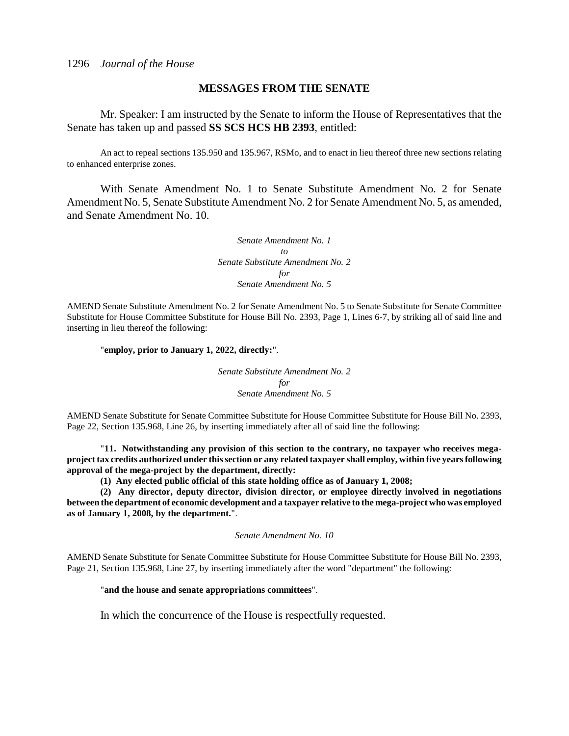## MESSAGES FROM THE SENATE

Mr. Speaker: I am instructed by the Senate to inform the House of Representatives that the Senate has taken up and passed **SS SCS HCS HB 2393**, entitled:

An act to repeal sections 135.950 and 135.967, RSMo, and to enact in lieu thereof three new sections relating to enhanced enterprise zones.

With Senate Amendment No. 1 to Senate Substitute Amendment No. 2 for Senate Amendment No. 5, Senate Substitute Amendment No. 2 for Senate Amendment No. 5, as amended, and Senate Amendment No. 10.

*Senate Amendment No. 1*
*to*
*Senate Substitute Amendment No. 2*
*for*
*Senate Amendment No. 5*

AMEND Senate Substitute Amendment No. 2 for Senate Amendment No. 5 to Senate Substitute for Senate Committee Substitute for House Committee Substitute for House Bill No. 2393, Page 1, Lines 6-7, by striking all of said line and inserting in lieu thereof the following:

"**employ, prior to January 1, 2022, directly:**".

*Senate Substitute Amendment No. 2*
*for*
*Senate Amendment No. 5*

AMEND Senate Substitute for Senate Committee Substitute for House Committee Substitute for House Bill No. 2393, Page 22, Section 135.968, Line 26, by inserting immediately after all of said line the following:

"**11. Notwithstanding any provision of this section to the contrary, no taxpayer who receives mega-project tax credits authorized under this section or any related taxpayer shall employ, within five years following approval of the mega-project by the department, directly:**

**(1) Any elected public official of this state holding office as of January 1, 2008;**

**(2) Any director, deputy director, division director, or employee directly involved in negotiations between the department of economic development and a taxpayer relative to the mega-project who was employed as of January 1, 2008, by the department.**".

*Senate Amendment No. 10*

AMEND Senate Substitute for Senate Committee Substitute for House Committee Substitute for House Bill No. 2393, Page 21, Section 135.968, Line 27, by inserting immediately after the word "department" the following:

"**and the house and senate appropriations committees**".

In which the concurrence of the House is respectfully requested.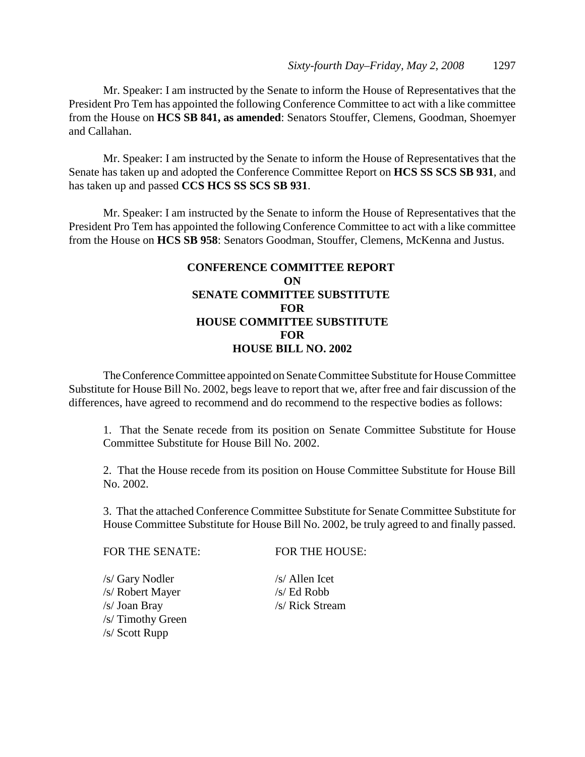Mr. Speaker: I am instructed by the Senate to inform the House of Representatives that the President Pro Tem has appointed the following Conference Committee to act with a like committee from the House on **HCS SB 841, as amended**: Senators Stouffer, Clemens, Goodman, Shoemyer and Callahan.

Mr. Speaker: I am instructed by the Senate to inform the House of Representatives that the Senate has taken up and adopted the Conference Committee Report on **HCS SS SCS SB 931**, and has taken up and passed **CCS HCS SS SCS SB 931**.

Mr. Speaker: I am instructed by the Senate to inform the House of Representatives that the President Pro Tem has appointed the following Conference Committee to act with a like committee from the House on **HCS SB 958**: Senators Goodman, Stouffer, Clemens, McKenna and Justus.

## CONFERENCE COMMITTEE REPORT
## ON
## SENATE COMMITTEE SUBSTITUTE
## FOR
## HOUSE COMMITTEE SUBSTITUTE
## FOR
## HOUSE BILL NO. 2002

The Conference Committee appointed on Senate Committee Substitute for House Committee Substitute for House Bill No. 2002, begs leave to report that we, after free and fair discussion of the differences, have agreed to recommend and do recommend to the respective bodies as follows:

1. That the Senate recede from its position on Senate Committee Substitute for House Committee Substitute for House Bill No. 2002.

2. That the House recede from its position on House Committee Substitute for House Bill No. 2002.

3. That the attached Conference Committee Substitute for Senate Committee Substitute for House Committee Substitute for House Bill No. 2002, be truly agreed to and finally passed.

| FOR THE SENATE: | FOR THE HOUSE: |
|---|---|
| /s/ Gary Nodler | /s/ Allen Icet |
| /s/ Robert Mayer | /s/ Ed Robb |
| /s/ Joan Bray | /s/ Rick Stream |
| /s/ Timothy Green | |
| /s/ Scott Rupp | |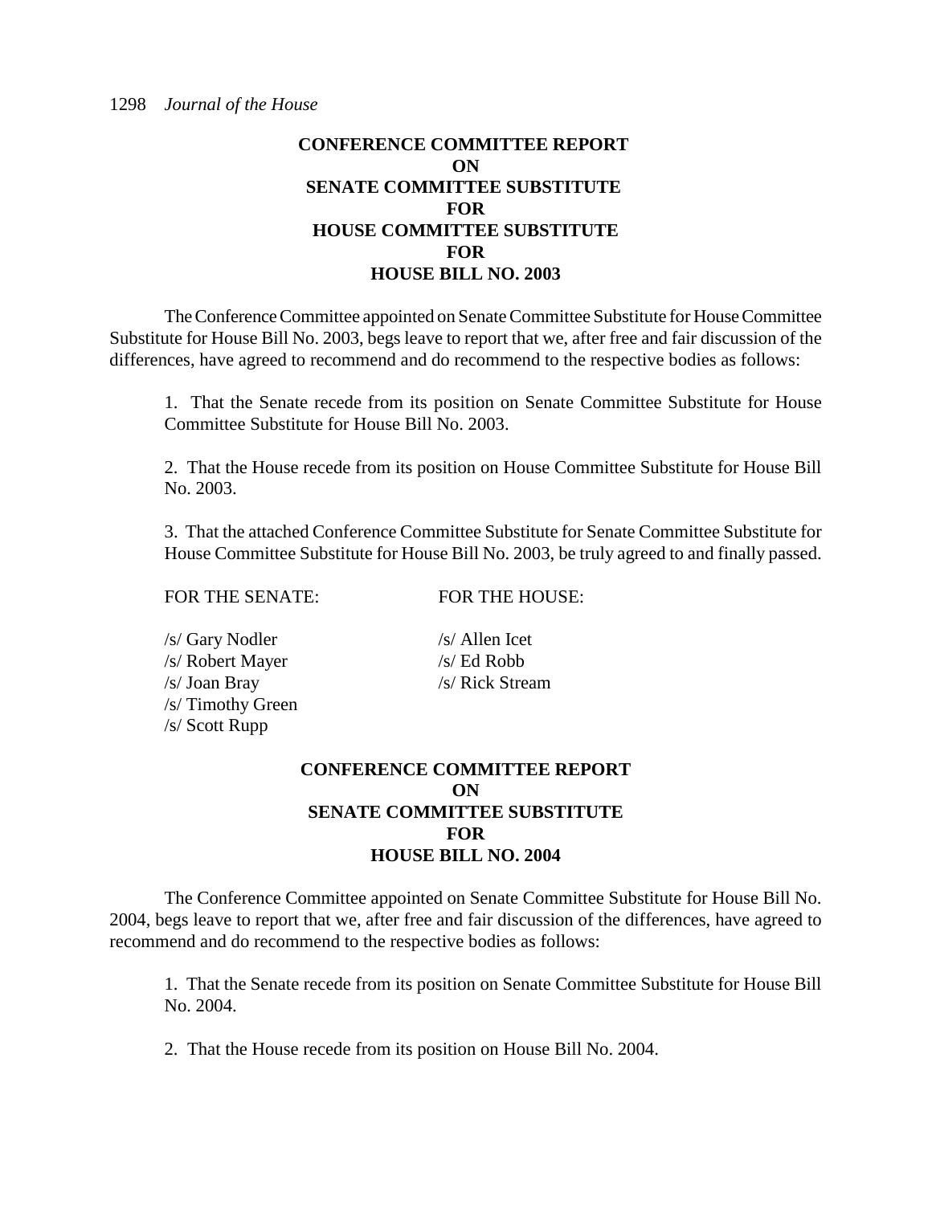**CONFERENCE COMMITTEE REPORT**
**ON**
**SENATE COMMITTEE SUBSTITUTE**
**FOR**
**HOUSE COMMITTEE SUBSTITUTE**
**FOR**
**HOUSE BILL NO. 2003**

The Conference Committee appointed on Senate Committee Substitute for House Committee Substitute for House Bill No. 2003, begs leave to report that we, after free and fair discussion of the differences, have agreed to recommend and do recommend to the respective bodies as follows:

1. That the Senate recede from its position on Senate Committee Substitute for House Committee Substitute for House Bill No. 2003.

2. That the House recede from its position on House Committee Substitute for House Bill No. 2003.

3. That the attached Conference Committee Substitute for Senate Committee Substitute for House Committee Substitute for House Bill No. 2003, be truly agreed to and finally passed.

| FOR THE SENATE: | FOR THE HOUSE: |
|---|---|
| /s/ Gary Nodler | /s/ Allen Icet |
| /s/ Robert Mayer | /s/ Ed Robb |
| /s/ Joan Bray | /s/ Rick Stream |
| /s/ Timothy Green | |
| /s/ Scott Rupp | |

**CONFERENCE COMMITTEE REPORT**
**ON**
**SENATE COMMITTEE SUBSTITUTE**
**FOR**
**HOUSE BILL NO. 2004**

The Conference Committee appointed on Senate Committee Substitute for House Bill No. 2004, begs leave to report that we, after free and fair discussion of the differences, have agreed to recommend and do recommend to the respective bodies as follows:

1. That the Senate recede from its position on Senate Committee Substitute for House Bill No. 2004.

2. That the House recede from its position on House Bill No. 2004.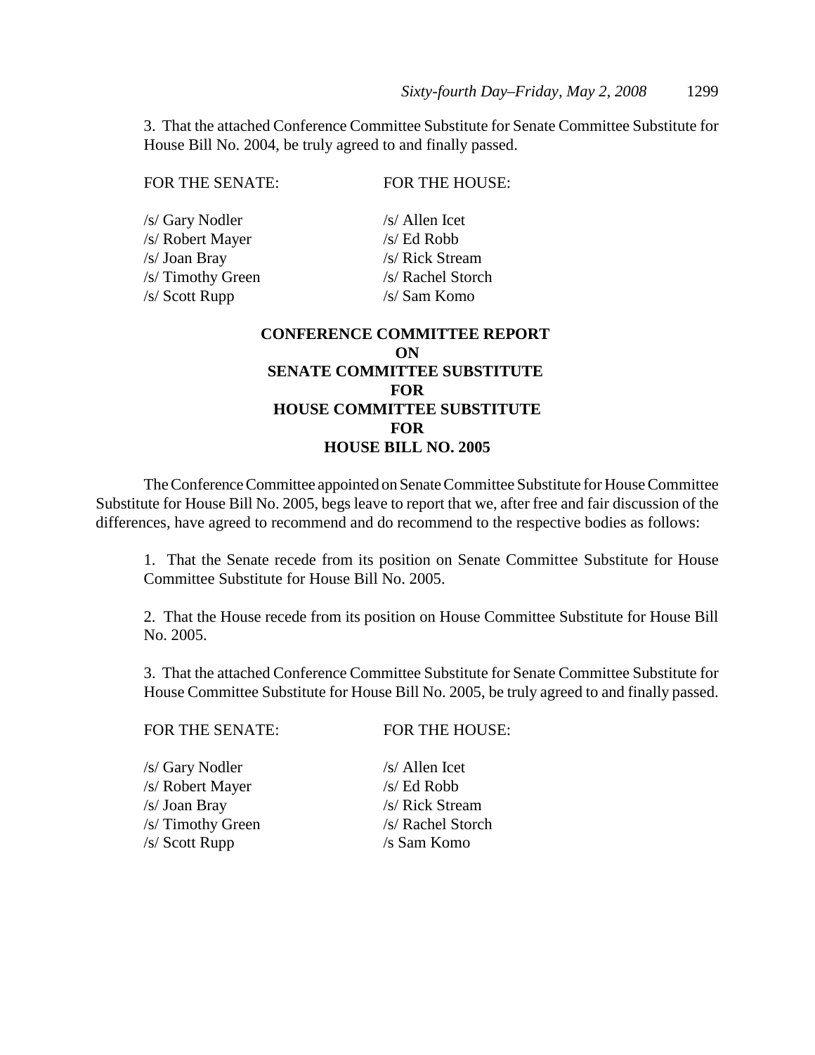3. That the attached Conference Committee Substitute for Senate Committee Substitute for House Bill No. 2004, be truly agreed to and finally passed.

| FOR THE SENATE: | FOR THE HOUSE: |
|---|---|
| /s/ Gary Nodler | /s/ Allen Icet |
| /s/ Robert Mayer | /s/ Ed Robb |
| /s/ Joan Bray | /s/ Rick Stream |
| /s/ Timothy Green | /s/ Rachel Storch |
| /s/ Scott Rupp | /s/ Sam Komo |

**CONFERENCE COMMITTEE REPORT**
**ON**
**SENATE COMMITTEE SUBSTITUTE**
**FOR**
**HOUSE COMMITTEE SUBSTITUTE**
**FOR**
**HOUSE BILL NO. 2005**

The Conference Committee appointed on Senate Committee Substitute for House Committee Substitute for House Bill No. 2005, begs leave to report that we, after free and fair discussion of the differences, have agreed to recommend and do recommend to the respective bodies as follows:

1. That the Senate recede from its position on Senate Committee Substitute for House Committee Substitute for House Bill No. 2005.

2. That the House recede from its position on House Committee Substitute for House Bill No. 2005.

3. That the attached Conference Committee Substitute for Senate Committee Substitute for House Committee Substitute for House Bill No. 2005, be truly agreed to and finally passed.

| FOR THE SENATE: | FOR THE HOUSE: |
|---|---|
| /s/ Gary Nodler | /s/ Allen Icet |
| /s/ Robert Mayer | /s/ Ed Robb |
| /s/ Joan Bray | /s/ Rick Stream |
| /s/ Timothy Green | /s/ Rachel Storch |
| /s/ Scott Rupp | /s Sam Komo |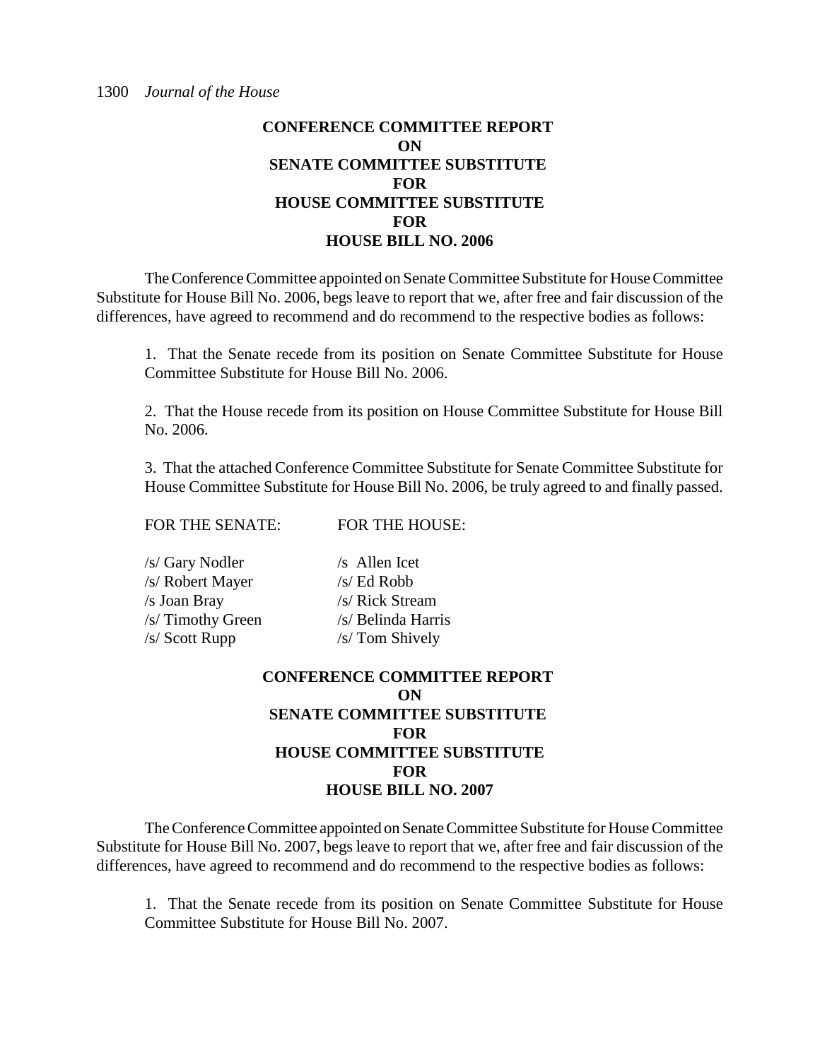**CONFERENCE COMMITTEE REPORT**
**ON**
**SENATE COMMITTEE SUBSTITUTE**
**FOR**
**HOUSE COMMITTEE SUBSTITUTE**
**FOR**
**HOUSE BILL NO. 2006**

The Conference Committee appointed on Senate Committee Substitute for House Committee Substitute for House Bill No. 2006, begs leave to report that we, after free and fair discussion of the differences, have agreed to recommend and do recommend to the respective bodies as follows:

1. That the Senate recede from its position on Senate Committee Substitute for House Committee Substitute for House Bill No. 2006.

2. That the House recede from its position on House Committee Substitute for House Bill No. 2006.

3. That the attached Conference Committee Substitute for Senate Committee Substitute for House Committee Substitute for House Bill No. 2006, be truly agreed to and finally passed.

| FOR THE SENATE: | FOR THE HOUSE: |
|---|---|
| /s/ Gary Nodler | /s Allen Icet |
| /s/ Robert Mayer | /s/ Ed Robb |
| /s Joan Bray | /s/ Rick Stream |
| /s/ Timothy Green | /s/ Belinda Harris |
| /s/ Scott Rupp | /s/ Tom Shively |

**CONFERENCE COMMITTEE REPORT**
**ON**
**SENATE COMMITTEE SUBSTITUTE**
**FOR**
**HOUSE COMMITTEE SUBSTITUTE**
**FOR**
**HOUSE BILL NO. 2007**

The Conference Committee appointed on Senate Committee Substitute for House Committee Substitute for House Bill No. 2007, begs leave to report that we, after free and fair discussion of the differences, have agreed to recommend and do recommend to the respective bodies as follows:

1. That the Senate recede from its position on Senate Committee Substitute for House Committee Substitute for House Bill No. 2007.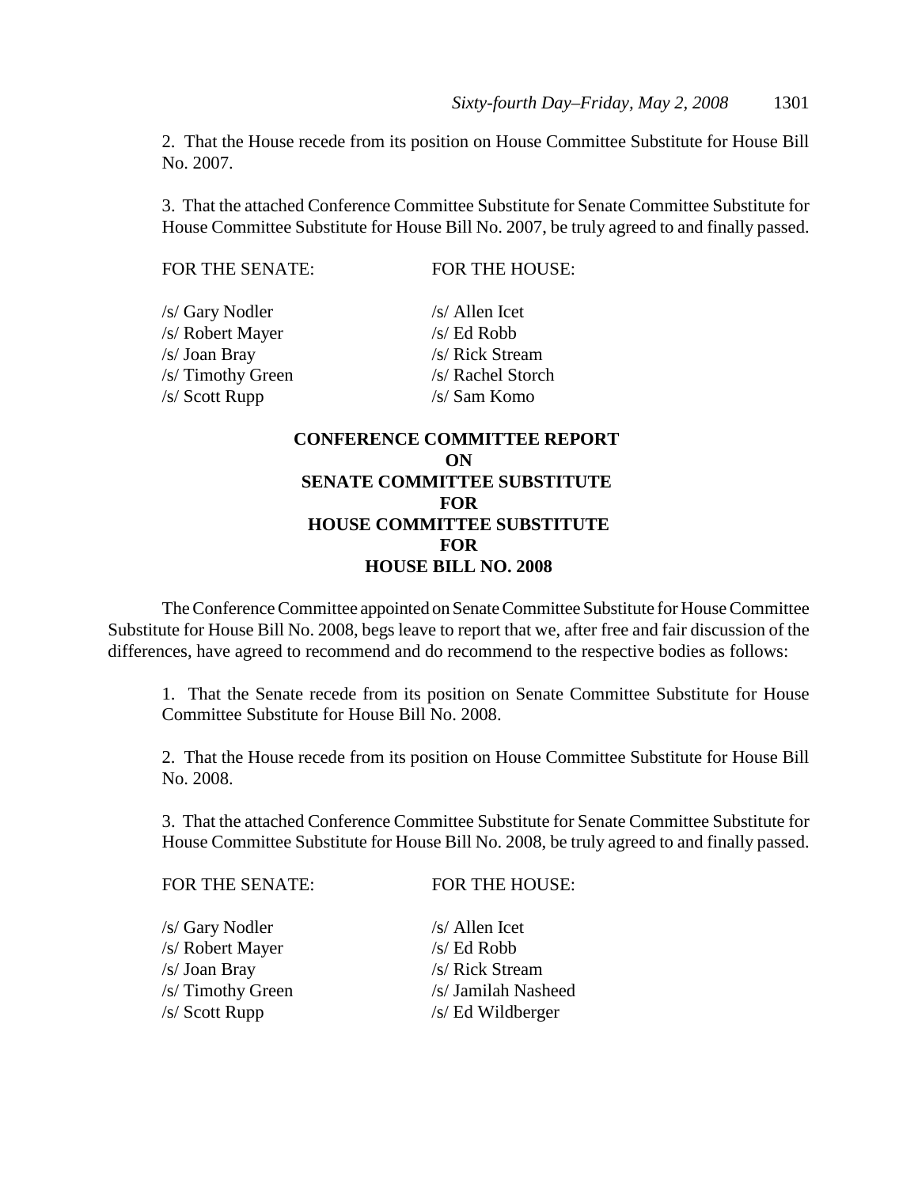2. That the House recede from its position on House Committee Substitute for House Bill No. 2007.

3. That the attached Conference Committee Substitute for Senate Committee Substitute for House Committee Substitute for House Bill No. 2007, be truly agreed to and finally passed.

| FOR THE SENATE: | FOR THE HOUSE: |
|---|---|
| /s/ Gary Nodler | /s/ Allen Icet |
| /s/ Robert Mayer | /s/ Ed Robb |
| /s/ Joan Bray | /s/ Rick Stream |
| /s/ Timothy Green | /s/ Rachel Storch |
| /s/ Scott Rupp | /s/ Sam Komo |

**CONFERENCE COMMITTEE REPORT**
**ON**
**SENATE COMMITTEE SUBSTITUTE**
**FOR**
**HOUSE COMMITTEE SUBSTITUTE**
**FOR**
**HOUSE BILL NO. 2008**

The Conference Committee appointed on Senate Committee Substitute for House Committee Substitute for House Bill No. 2008, begs leave to report that we, after free and fair discussion of the differences, have agreed to recommend and do recommend to the respective bodies as follows:

1. That the Senate recede from its position on Senate Committee Substitute for House Committee Substitute for House Bill No. 2008.

2. That the House recede from its position on House Committee Substitute for House Bill No. 2008.

3. That the attached Conference Committee Substitute for Senate Committee Substitute for House Committee Substitute for House Bill No. 2008, be truly agreed to and finally passed.

| FOR THE SENATE: | FOR THE HOUSE: |
|---|---|
| /s/ Gary Nodler | /s/ Allen Icet |
| /s/ Robert Mayer | /s/ Ed Robb |
| /s/ Joan Bray | /s/ Rick Stream |
| /s/ Timothy Green | /s/ Jamilah Nasheed |
| /s/ Scott Rupp | /s/ Ed Wildberger |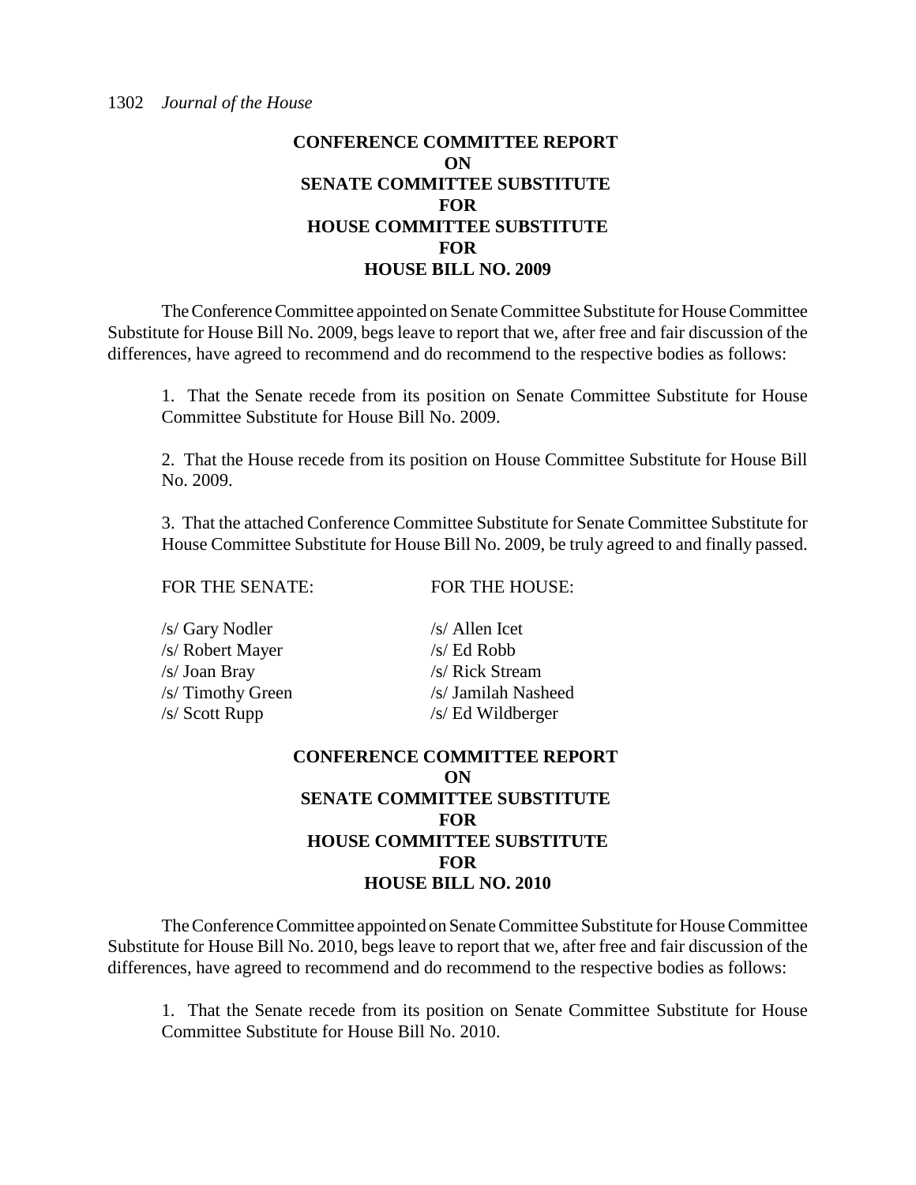## CONFERENCE COMMITTEE REPORT
## ON
## SENATE COMMITTEE SUBSTITUTE
## FOR
## HOUSE COMMITTEE SUBSTITUTE
## FOR
## HOUSE BILL NO. 2009

The Conference Committee appointed on Senate Committee Substitute for House Committee Substitute for House Bill No. 2009, begs leave to report that we, after free and fair discussion of the differences, have agreed to recommend and do recommend to the respective bodies as follows:

1. That the Senate recede from its position on Senate Committee Substitute for House Committee Substitute for House Bill No. 2009.

2. That the House recede from its position on House Committee Substitute for House Bill No. 2009.

3. That the attached Conference Committee Substitute for Senate Committee Substitute for House Committee Substitute for House Bill No. 2009, be truly agreed to and finally passed.

| FOR THE SENATE: | FOR THE HOUSE: |
|---|---|
| /s/ Gary Nodler | /s/ Allen Icet |
| /s/ Robert Mayer | /s/ Ed Robb |
| /s/ Joan Bray | /s/ Rick Stream |
| /s/ Timothy Green | /s/ Jamilah Nasheed |
| /s/ Scott Rupp | /s/ Ed Wildberger |

## CONFERENCE COMMITTEE REPORT
## ON
## SENATE COMMITTEE SUBSTITUTE
## FOR
## HOUSE COMMITTEE SUBSTITUTE
## FOR
## HOUSE BILL NO. 2010

The Conference Committee appointed on Senate Committee Substitute for House Committee Substitute for House Bill No. 2010, begs leave to report that we, after free and fair discussion of the differences, have agreed to recommend and do recommend to the respective bodies as follows:

1. That the Senate recede from its position on Senate Committee Substitute for House Committee Substitute for House Bill No. 2010.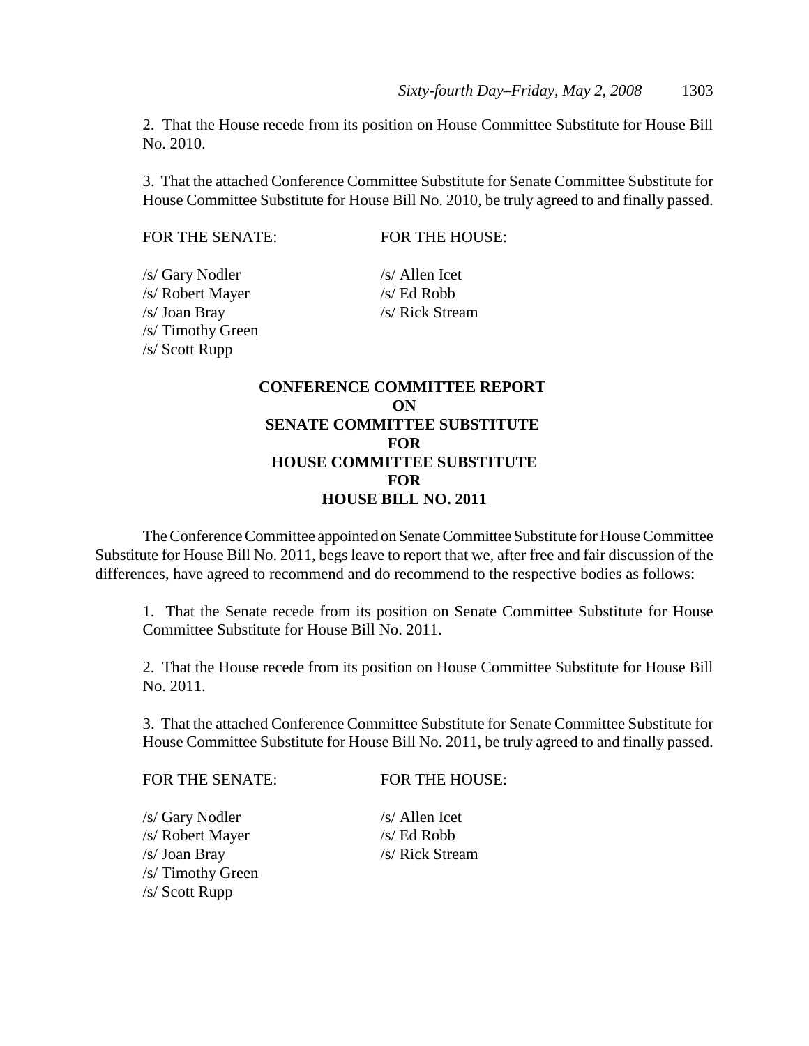2. That the House recede from its position on House Committee Substitute for House Bill No. 2010.

3. That the attached Conference Committee Substitute for Senate Committee Substitute for House Committee Substitute for House Bill No. 2010, be truly agreed to and finally passed.

| FOR THE SENATE: | FOR THE HOUSE: |
|---|---|
| /s/ Gary Nodler | /s/ Allen Icet |
| /s/ Robert Mayer | /s/ Ed Robb |
| /s/ Joan Bray | /s/ Rick Stream |
| /s/ Timothy Green | |
| /s/ Scott Rupp | |

**CONFERENCE COMMITTEE REPORT ON SENATE COMMITTEE SUBSTITUTE FOR HOUSE COMMITTEE SUBSTITUTE FOR HOUSE BILL NO. 2011**

The Conference Committee appointed on Senate Committee Substitute for House Committee Substitute for House Bill No. 2011, begs leave to report that we, after free and fair discussion of the differences, have agreed to recommend and do recommend to the respective bodies as follows:

1. That the Senate recede from its position on Senate Committee Substitute for House Committee Substitute for House Bill No. 2011.

2. That the House recede from its position on House Committee Substitute for House Bill No. 2011.

3. That the attached Conference Committee Substitute for Senate Committee Substitute for House Committee Substitute for House Bill No. 2011, be truly agreed to and finally passed.

| FOR THE SENATE: | FOR THE HOUSE: |
|---|---|
| /s/ Gary Nodler | /s/ Allen Icet |
| /s/ Robert Mayer | /s/ Ed Robb |
| /s/ Joan Bray | /s/ Rick Stream |
| /s/ Timothy Green | |
| /s/ Scott Rupp | |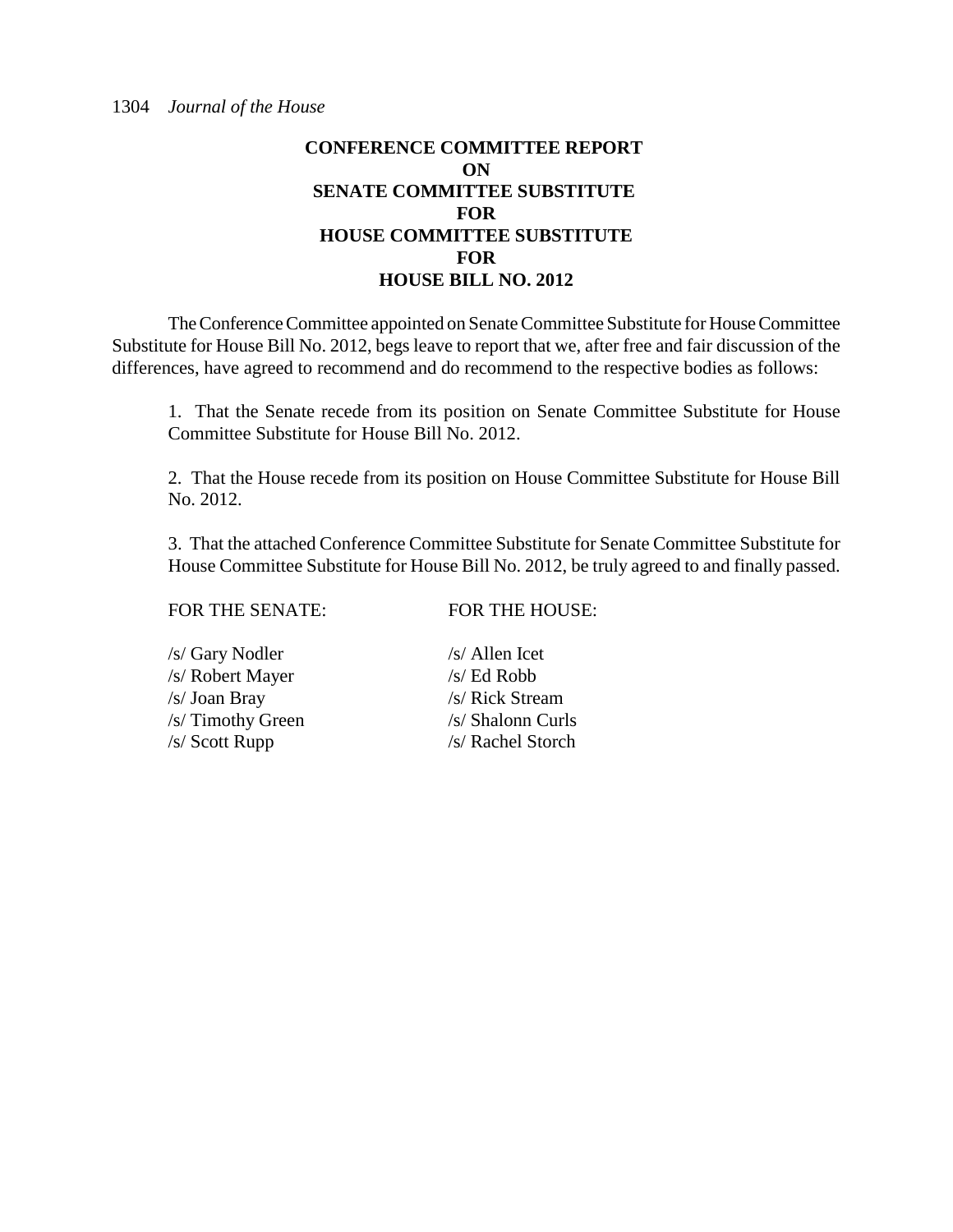## CONFERENCE COMMITTEE REPORT ON SENATE COMMITTEE SUBSTITUTE FOR HOUSE COMMITTEE SUBSTITUTE FOR HOUSE BILL NO. 2012

The Conference Committee appointed on Senate Committee Substitute for House Committee Substitute for House Bill No. 2012, begs leave to report that we, after free and fair discussion of the differences, have agreed to recommend and do recommend to the respective bodies as follows:

1. That the Senate recede from its position on Senate Committee Substitute for House Committee Substitute for House Bill No. 2012.

2. That the House recede from its position on House Committee Substitute for House Bill No. 2012.

3. That the attached Conference Committee Substitute for Senate Committee Substitute for House Committee Substitute for House Bill No. 2012, be truly agreed to and finally passed.

| FOR THE SENATE: | FOR THE HOUSE: |
|---|---|
| /s/ Gary Nodler | /s/ Allen Icet |
| /s/ Robert Mayer | /s/ Ed Robb |
| /s/ Joan Bray | /s/ Rick Stream |
| /s/ Timothy Green | /s/ Shalonn Curls |
| /s/ Scott Rupp | /s/ Rachel Storch |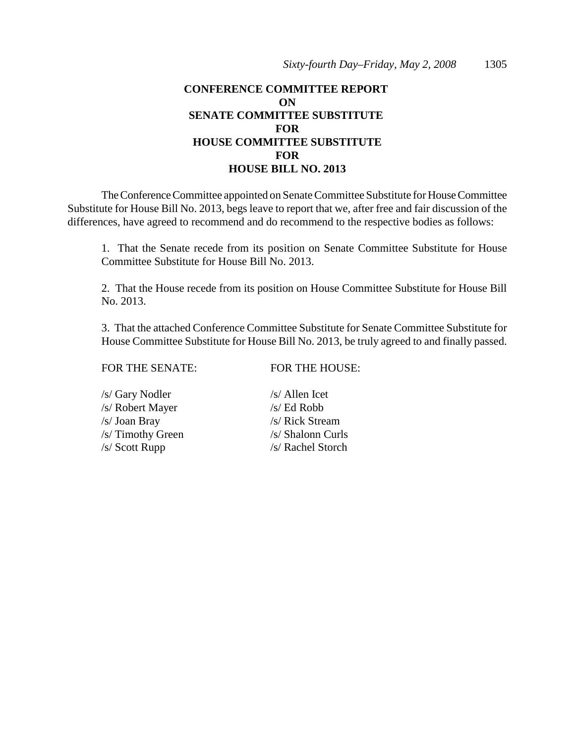# CONFERENCE COMMITTEE REPORT
# ON
# SENATE COMMITTEE SUBSTITUTE
# FOR
# HOUSE COMMITTEE SUBSTITUTE
# FOR
# HOUSE BILL NO. 2013

The Conference Committee appointed on Senate Committee Substitute for House Committee Substitute for House Bill No. 2013, begs leave to report that we, after free and fair discussion of the differences, have agreed to recommend and do recommend to the respective bodies as follows:

1. That the Senate recede from its position on Senate Committee Substitute for House Committee Substitute for House Bill No. 2013.

2. That the House recede from its position on House Committee Substitute for House Bill No. 2013.

3. That the attached Conference Committee Substitute for Senate Committee Substitute for House Committee Substitute for House Bill No. 2013, be truly agreed to and finally passed.

| FOR THE SENATE: | FOR THE HOUSE: |
|---|---|
| /s/ Gary Nodler | /s/ Allen Icet |
| /s/ Robert Mayer | /s/ Ed Robb |
| /s/ Joan Bray | /s/ Rick Stream |
| /s/ Timothy Green | /s/ Shalonn Curls |
| /s/ Scott Rupp | /s/ Rachel Storch |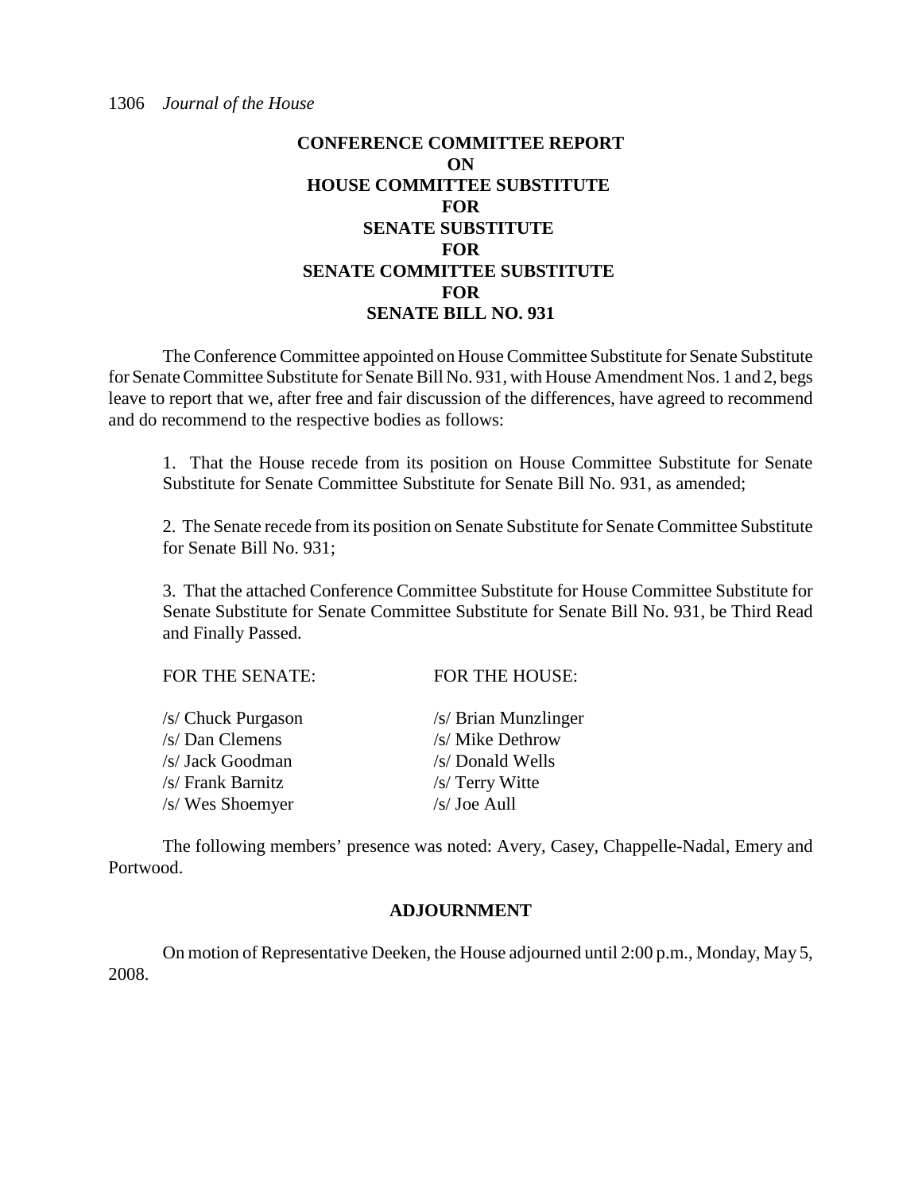## CONFERENCE COMMITTEE REPORT ON HOUSE COMMITTEE SUBSTITUTE FOR SENATE SUBSTITUTE FOR SENATE COMMITTEE SUBSTITUTE FOR SENATE BILL NO. 931

The Conference Committee appointed on House Committee Substitute for Senate Substitute for Senate Committee Substitute for Senate Bill No. 931, with House Amendment Nos. 1 and 2, begs leave to report that we, after free and fair discussion of the differences, have agreed to recommend and do recommend to the respective bodies as follows:

1. That the House recede from its position on House Committee Substitute for Senate Substitute for Senate Committee Substitute for Senate Bill No. 931, as amended;

2. The Senate recede from its position on Senate Substitute for Senate Committee Substitute for Senate Bill No. 931;

3. That the attached Conference Committee Substitute for House Committee Substitute for Senate Substitute for Senate Committee Substitute for Senate Bill No. 931, be Third Read and Finally Passed.

| FOR THE SENATE: | FOR THE HOUSE: |
|---|---|
| /s/ Chuck Purgason | /s/ Brian Munzlinger |
| /s/ Dan Clemens | /s/ Mike Dethrow |
| /s/ Jack Goodman | /s/ Donald Wells |
| /s/ Frank Barnitz | /s/ Terry Witte |
| /s/ Wes Shoemyer | /s/ Joe Aull |

The following members' presence was noted: Avery, Casey, Chappelle-Nadal, Emery and Portwood.

## ADJOURNMENT

On motion of Representative Deeken, the House adjourned until 2:00 p.m., Monday, May 5, 2008.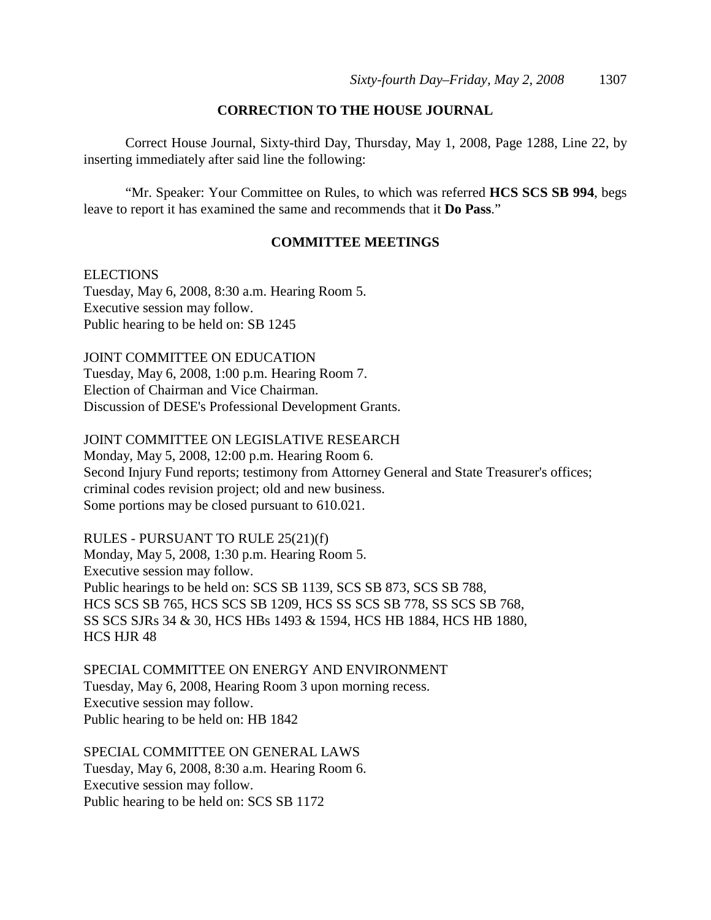## CORRECTION TO THE HOUSE JOURNAL

Correct House Journal, Sixty-third Day, Thursday, May 1, 2008, Page 1288, Line 22, by inserting immediately after said line the following:

"Mr. Speaker: Your Committee on Rules, to which was referred **HCS SCS SB 994**, begs leave to report it has examined the same and recommends that it **Do Pass**."

## COMMITTEE MEETINGS

ELECTIONS
Tuesday, May 6, 2008, 8:30 a.m. Hearing Room 5.
Executive session may follow.
Public hearing to be held on: SB 1245

JOINT COMMITTEE ON EDUCATION
Tuesday, May 6, 2008, 1:00 p.m. Hearing Room 7.
Election of Chairman and Vice Chairman.
Discussion of DESE's Professional Development Grants.

JOINT COMMITTEE ON LEGISLATIVE RESEARCH
Monday, May 5, 2008, 12:00 p.m. Hearing Room 6.
Second Injury Fund reports; testimony from Attorney General and State Treasurer's offices; criminal codes revision project; old and new business.
Some portions may be closed pursuant to 610.021.

RULES - PURSUANT TO RULE 25(21)(f)
Monday, May 5, 2008, 1:30 p.m. Hearing Room 5.
Executive session may follow.
Public hearings to be held on: SCS SB 1139, SCS SB 873, SCS SB 788, HCS SCS SB 765, HCS SCS SB 1209, HCS SS SCS SB 778, SS SCS SB 768, SS SCS SJRs 34 & 30, HCS HBs 1493 & 1594, HCS HB 1884, HCS HB 1880, HCS HJR 48

SPECIAL COMMITTEE ON ENERGY AND ENVIRONMENT
Tuesday, May 6, 2008, Hearing Room 3 upon morning recess.
Executive session may follow.
Public hearing to be held on: HB 1842

SPECIAL COMMITTEE ON GENERAL LAWS
Tuesday, May 6, 2008, 8:30 a.m. Hearing Room 6.
Executive session may follow.
Public hearing to be held on: SCS SB 1172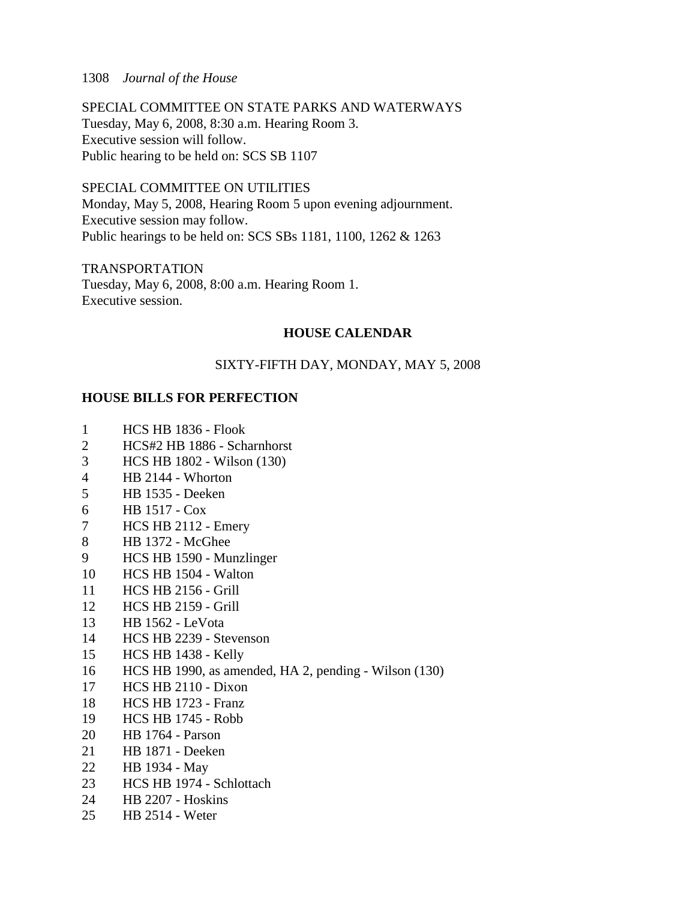SPECIAL COMMITTEE ON STATE PARKS AND WATERWAYS
Tuesday, May 6, 2008, 8:30 a.m. Hearing Room 3.
Executive session will follow.
Public hearing to be held on: SCS SB 1107

SPECIAL COMMITTEE ON UTILITIES
Monday, May 5, 2008, Hearing Room 5 upon evening adjournment.
Executive session may follow.
Public hearings to be held on: SCS SBs 1181, 1100, 1262 & 1263

TRANSPORTATION
Tuesday, May 6, 2008, 8:00 a.m. Hearing Room 1.
Executive session.

## HOUSE CALENDAR

SIXTY-FIFTH DAY, MONDAY, MAY 5, 2008

### HOUSE BILLS FOR PERFECTION

1 HCS HB 1836 - Flook
2 HCS#2 HB 1886 - Scharnhorst
3 HCS HB 1802 - Wilson (130)
4 HB 2144 - Whorton
5 HB 1535 - Deeken
6 HB 1517 - Cox
7 HCS HB 2112 - Emery
8 HB 1372 - McGhee
9 HCS HB 1590 - Munzlinger
10 HCS HB 1504 - Walton
11 HCS HB 2156 - Grill
12 HCS HB 2159 - Grill
13 HB 1562 - LeVota
14 HCS HB 2239 - Stevenson
15 HCS HB 1438 - Kelly
16 HCS HB 1990, as amended, HA 2, pending - Wilson (130)
17 HCS HB 2110 - Dixon
18 HCS HB 1723 - Franz
19 HCS HB 1745 - Robb
20 HB 1764 - Parson
21 HB 1871 - Deeken
22 HB 1934 - May
23 HCS HB 1974 - Schlottach
24 HB 2207 - Hoskins
25 HB 2514 - Weter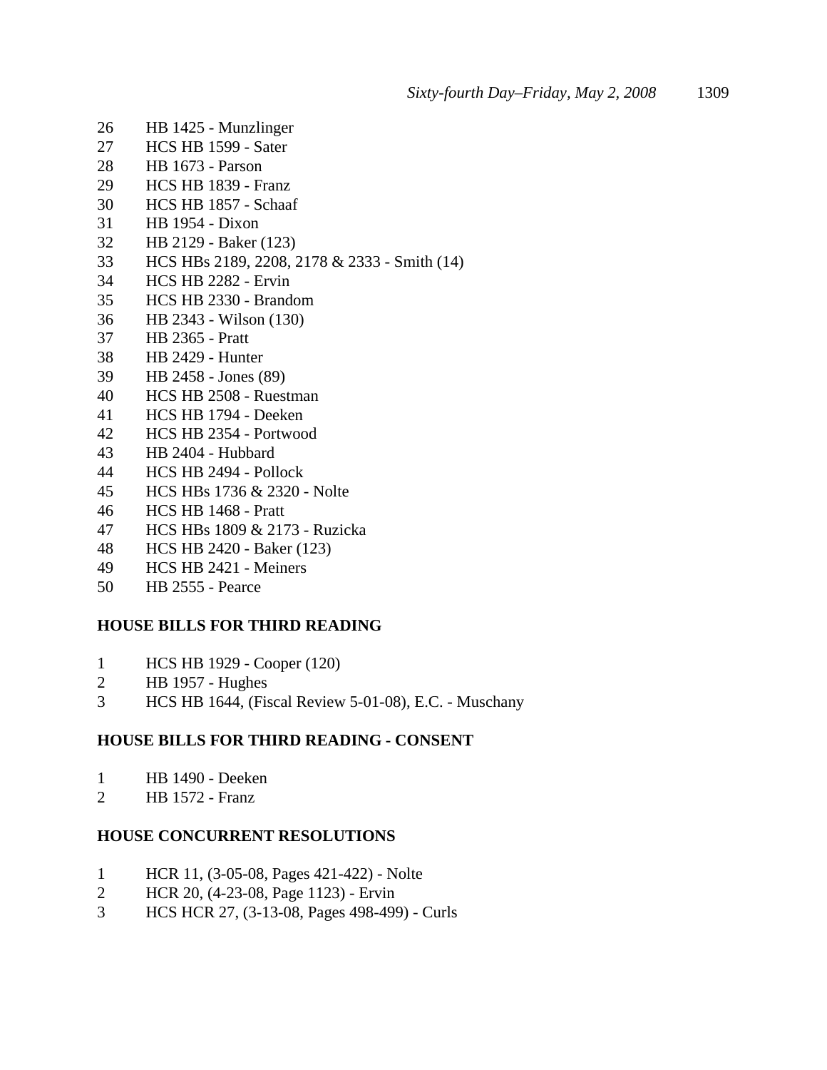26 HB 1425 - Munzlinger
27 HCS HB 1599 - Sater
28 HB 1673 - Parson
29 HCS HB 1839 - Franz
30 HCS HB 1857 - Schaaf
31 HB 1954 - Dixon
32 HB 2129 - Baker (123)
33 HCS HBs 2189, 2208, 2178 & 2333 - Smith (14)
34 HCS HB 2282 - Ervin
35 HCS HB 2330 - Brandom
36 HB 2343 - Wilson (130)
37 HB 2365 - Pratt
38 HB 2429 - Hunter
39 HB 2458 - Jones (89)
40 HCS HB 2508 - Ruestman
41 HCS HB 1794 - Deeken
42 HCS HB 2354 - Portwood
43 HB 2404 - Hubbard
44 HCS HB 2494 - Pollock
45 HCS HBs 1736 & 2320 - Nolte
46 HCS HB 1468 - Pratt
47 HCS HBs 1809 & 2173 - Ruzicka
48 HCS HB 2420 - Baker (123)
49 HCS HB 2421 - Meiners
50 HB 2555 - Pearce

**HOUSE BILLS FOR THIRD READING**

1 HCS HB 1929 - Cooper (120)
2 HB 1957 - Hughes
3 HCS HB 1644, (Fiscal Review 5-01-08), E.C. - Muschany

**HOUSE BILLS FOR THIRD READING - CONSENT**

1 HB 1490 - Deeken
2 HB 1572 - Franz

**HOUSE CONCURRENT RESOLUTIONS**

1 HCR 11, (3-05-08, Pages 421-422) - Nolte
2 HCR 20, (4-23-08, Page 1123) - Ervin
3 HCS HCR 27, (3-13-08, Pages 498-499) - Curls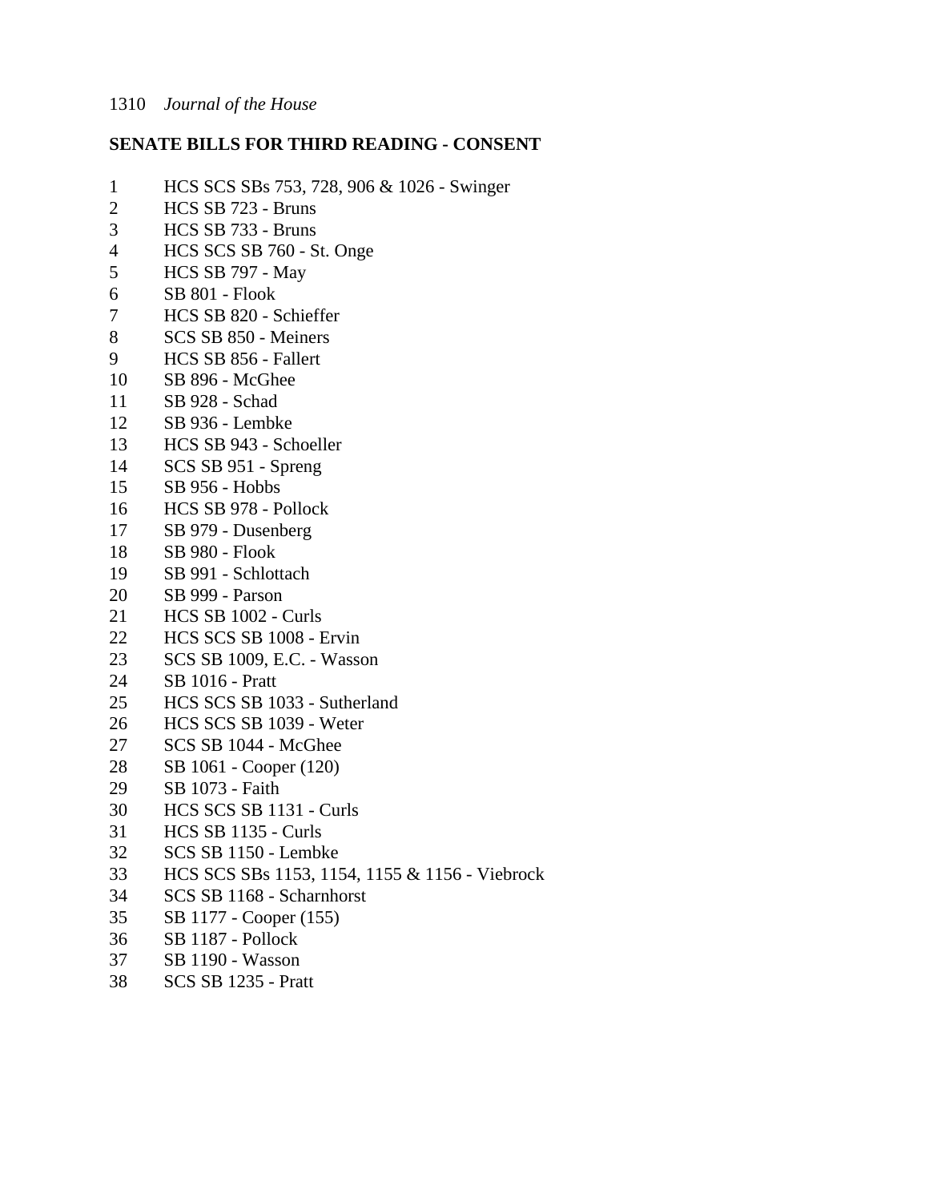**SENATE BILLS FOR THIRD READING - CONSENT**

1 HCS SCS SBs 753, 728, 906 & 1026 - Swinger
2 HCS SB 723 - Bruns
3 HCS SB 733 - Bruns
4 HCS SCS SB 760 - St. Onge
5 HCS SB 797 - May
6 SB 801 - Flook
7 HCS SB 820 - Schieffer
8 SCS SB 850 - Meiners
9 HCS SB 856 - Fallert
10 SB 896 - McGhee
11 SB 928 - Schad
12 SB 936 - Lembke
13 HCS SB 943 - Schoeller
14 SCS SB 951 - Spreng
15 SB 956 - Hobbs
16 HCS SB 978 - Pollock
17 SB 979 - Dusenberg
18 SB 980 - Flook
19 SB 991 - Schlottach
20 SB 999 - Parson
21 HCS SB 1002 - Curls
22 HCS SCS SB 1008 - Ervin
23 SCS SB 1009, E.C. - Wasson
24 SB 1016 - Pratt
25 HCS SCS SB 1033 - Sutherland
26 HCS SCS SB 1039 - Weter
27 SCS SB 1044 - McGhee
28 SB 1061 - Cooper (120)
29 SB 1073 - Faith
30 HCS SCS SB 1131 - Curls
31 HCS SB 1135 - Curls
32 SCS SB 1150 - Lembke
33 HCS SCS SBs 1153, 1154, 1155 & 1156 - Viebrock
34 SCS SB 1168 - Scharnhorst
35 SB 1177 - Cooper (155)
36 SB 1187 - Pollock
37 SB 1190 - Wasson
38 SCS SB 1235 - Pratt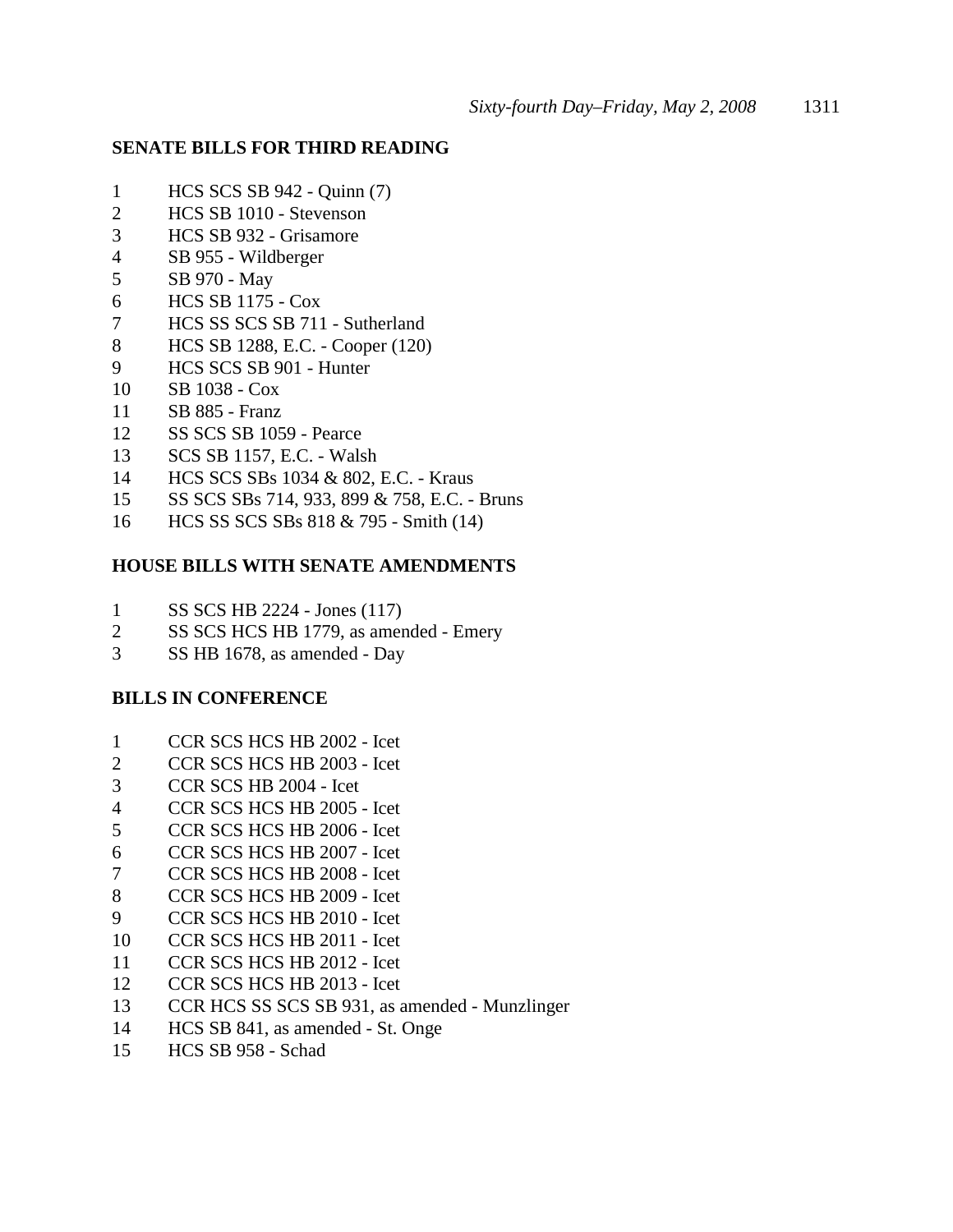## SENATE BILLS FOR THIRD READING

1 HCS SCS SB 942 - Quinn (7)
2 HCS SB 1010 - Stevenson
3 HCS SB 932 - Grisamore
4 SB 955 - Wildberger
5 SB 970 - May
6 HCS SB 1175 - Cox
7 HCS SS SCS SB 711 - Sutherland
8 HCS SB 1288, E.C. - Cooper (120)
9 HCS SCS SB 901 - Hunter
10 SB 1038 - Cox
11 SB 885 - Franz
12 SS SCS SB 1059 - Pearce
13 SCS SB 1157, E.C. - Walsh
14 HCS SCS SBs 1034 & 802, E.C. - Kraus
15 SS SCS SBs 714, 933, 899 & 758, E.C. - Bruns
16 HCS SS SCS SBs 818 & 795 - Smith (14)

## HOUSE BILLS WITH SENATE AMENDMENTS

1 SS SCS HB 2224 - Jones (117)
2 SS SCS HCS HB 1779, as amended - Emery
3 SS HB 1678, as amended - Day

## BILLS IN CONFERENCE

1 CCR SCS HCS HB 2002 - Icet
2 CCR SCS HCS HB 2003 - Icet
3 CCR SCS HB 2004 - Icet
4 CCR SCS HCS HB 2005 - Icet
5 CCR SCS HCS HB 2006 - Icet
6 CCR SCS HCS HB 2007 - Icet
7 CCR SCS HCS HB 2008 - Icet
8 CCR SCS HCS HB 2009 - Icet
9 CCR SCS HCS HB 2010 - Icet
10 CCR SCS HCS HB 2011 - Icet
11 CCR SCS HCS HB 2012 - Icet
12 CCR SCS HCS HB 2013 - Icet
13 CCR HCS SS SCS SB 931, as amended - Munzlinger
14 HCS SB 841, as amended - St. Onge
15 HCS SB 958 - Schad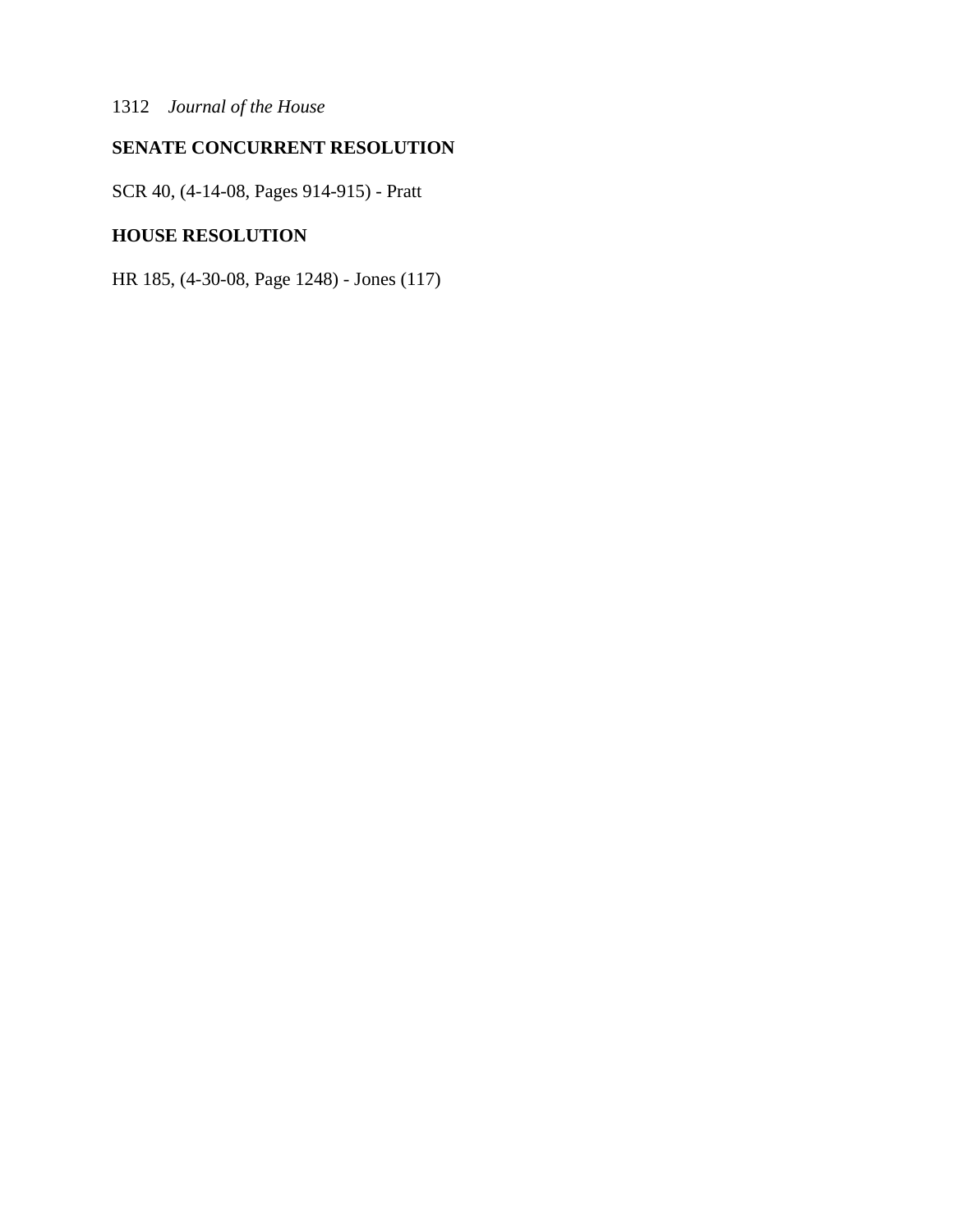## SENATE CONCURRENT RESOLUTION

SCR 40, (4-14-08, Pages 914-915) - Pratt

## HOUSE RESOLUTION

HR 185, (4-30-08, Page 1248) - Jones (117)